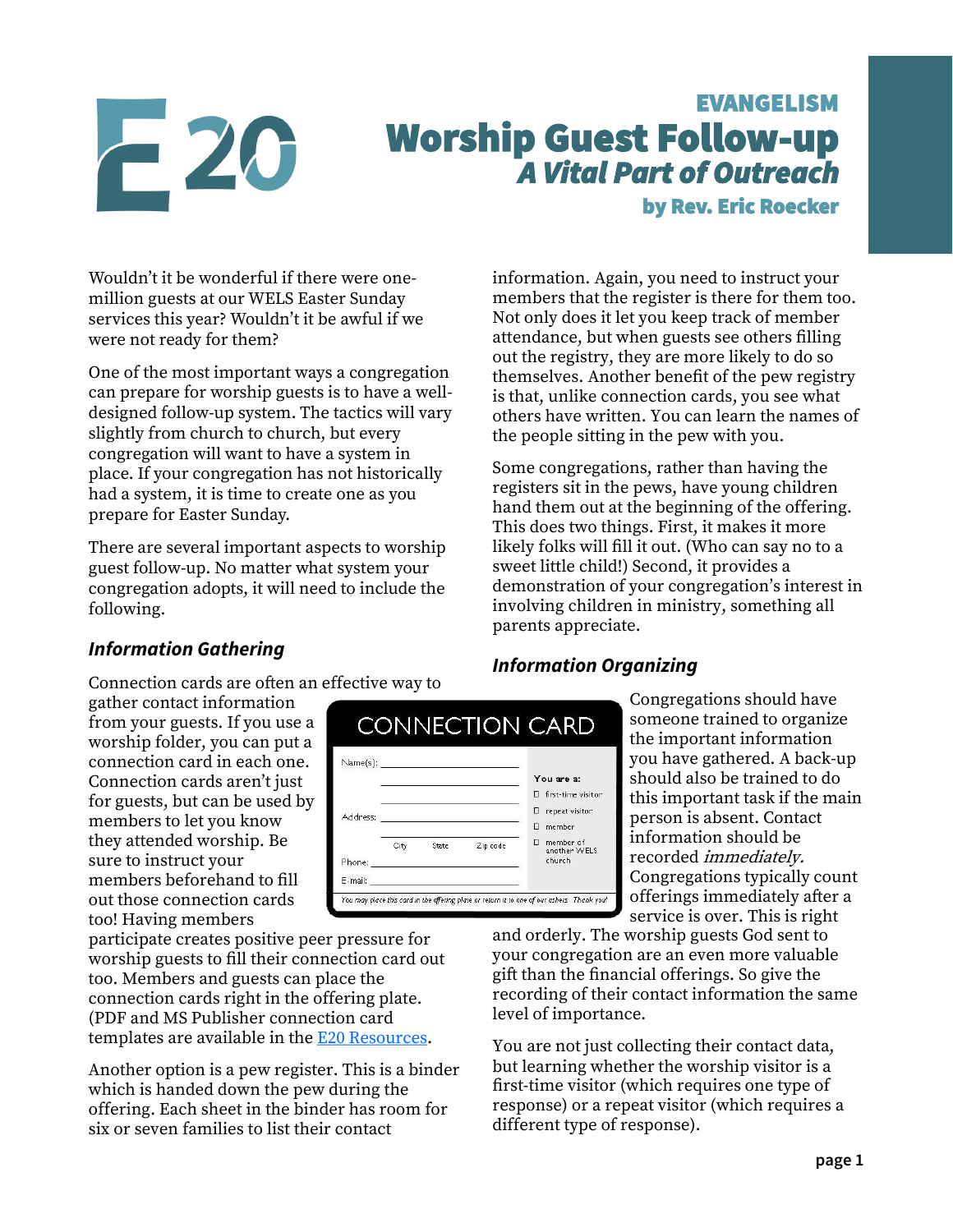E20

# EVANGELISM

# Worship Guest Follow-up

## *A Vital Part of Outreach*

**by Rev. Eric Roecker**

Wouldn't it be wonderful if there were one-million guests at our WELS Easter Sunday services this year? Wouldn't it be awful if we were not ready for them?

One of the most important ways a congregation can prepare for worship guests is to have a well-designed follow-up system. The tactics will vary slightly from church to church, but every congregation will want to have a system in place. If your congregation has not historically had a system, it is time to create one as you prepare for Easter Sunday.

There are several important aspects to worship guest follow-up. No matter what system your congregation adopts, it will need to include the following.

### *Information Gathering*

Connection cards are often an effective way to gather contact information from your guests. If you use a worship folder, you can put a connection card in each one. Connection cards aren't just for guests, but can be used by members to let you know they attended worship. Be sure to instruct your members beforehand to fill out those connection cards too! Having members participate creates positive peer pressure for worship guests to fill their connection card out too. Members and guests can place the connection cards right in the offering plate. (PDF and MS Publisher connection card templates are available in the [E20 Resources](#).

CONNECTION CARD

Name(s): ______

Address: ______

City State Zip code

Phone: ______

E-mail: ______

You are a:
- ☐ first-time visitor
- ☐ repeat visitor
- ☐ member
- ☐ member of another WELS church

You may place this card in the offering plate or return it to one of our ushers. Thank you!

Another option is a pew register. This is a binder which is handed down the pew during the offering. Each sheet in the binder has room for six or seven families to list their contact information. Again, you need to instruct your members that the register is there for them too. Not only does it let you keep track of member attendance, but when guests see others filling out the registry, they are more likely to do so themselves. Another benefit of the pew registry is that, unlike connection cards, you see what others have written. You can learn the names of the people sitting in the pew with you.

Some congregations, rather than having the registers sit in the pews, have young children hand them out at the beginning of the offering. This does two things. First, it makes it more likely folks will fill it out. (Who can say no to a sweet little child!) Second, it provides a demonstration of your congregation's interest in involving children in ministry, something all parents appreciate.

### *Information Organizing*

Congregations should have someone trained to organize the important information you have gathered. A back-up should also be trained to do this important task if the main person is absent. Contact information should be recorded *immediately*. Congregations typically count offerings immediately after a service is over. This is right and orderly. The worship guests God sent to your congregation are an even more valuable gift than the financial offerings. So give the recording of their contact information the same level of importance.

You are not just collecting their contact data, but learning whether the worship visitor is a first-time visitor (which requires one type of response) or a repeat visitor (which requires a different type of response).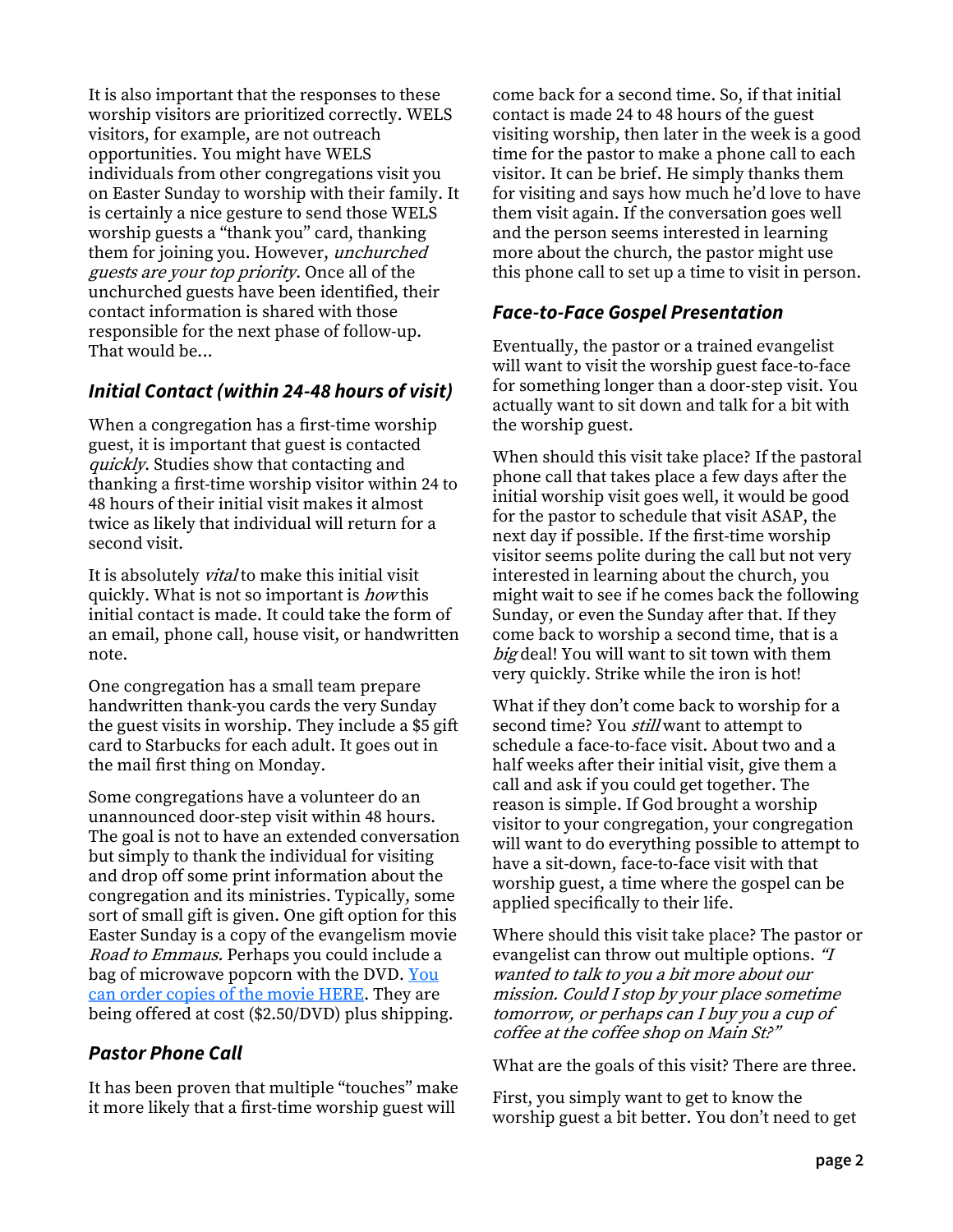It is also important that the responses to these worship visitors are prioritized correctly. WELS visitors, for example, are not outreach opportunities. You might have WELS individuals from other congregations visit you on Easter Sunday to worship with their family. It is certainly a nice gesture to send those WELS worship guests a "thank you" card, thanking them for joining you. However, *unchurched guests are your top priority*. Once all of the unchurched guests have been identified, their contact information is shared with those responsible for the next phase of follow-up. That would be...

### *Initial Contact (within 24-48 hours of visit)*

When a congregation has a first-time worship guest, it is important that guest is contacted *quickly*. Studies show that contacting and thanking a first-time worship visitor within 24 to 48 hours of their initial visit makes it almost twice as likely that individual will return for a second visit.

It is absolutely *vital* to make this initial visit quickly. What is not so important is *how* this initial contact is made. It could take the form of an email, phone call, house visit, or handwritten note.

One congregation has a small team prepare handwritten thank-you cards the very Sunday the guest visits in worship. They include a $5 gift card to Starbucks for each adult. It goes out in the mail first thing on Monday.

Some congregations have a volunteer do an unannounced door-step visit within 48 hours. The goal is not to have an extended conversation but simply to thank the individual for visiting and drop off some print information about the congregation and its ministries. Typically, some sort of small gift is given. One gift option for this Easter Sunday is a copy of the evangelism movie *Road to Emmaus.* Perhaps you could include a bag of microwave popcorn with the DVD. [You can order copies of the movie HERE](). They are being offered at cost ($2.50/DVD) plus shipping.

### *Pastor Phone Call*

It has been proven that multiple "touches" make it more likely that a first-time worship guest will come back for a second time. So, if that initial contact is made 24 to 48 hours of the guest visiting worship, then later in the week is a good time for the pastor to make a phone call to each visitor. It can be brief. He simply thanks them for visiting and says how much he'd love to have them visit again. If the conversation goes well and the person seems interested in learning more about the church, the pastor might use this phone call to set up a time to visit in person.

### *Face-to-Face Gospel Presentation*

Eventually, the pastor or a trained evangelist will want to visit the worship guest face-to-face for something longer than a door-step visit. You actually want to sit down and talk for a bit with the worship guest.

When should this visit take place? If the pastoral phone call that takes place a few days after the initial worship visit goes well, it would be good for the pastor to schedule that visit ASAP, the next day if possible. If the first-time worship visitor seems polite during the call but not very interested in learning about the church, you might wait to see if he comes back the following Sunday, or even the Sunday after that. If they come back to worship a second time, that is a *big* deal! You will want to sit town with them very quickly. Strike while the iron is hot!

What if they don't come back to worship for a second time? You *still* want to attempt to schedule a face-to-face visit. About two and a half weeks after their initial visit, give them a call and ask if you could get together. The reason is simple. If God brought a worship visitor to your congregation, your congregation will want to do everything possible to attempt to have a sit-down, face-to-face visit with that worship guest, a time where the gospel can be applied specifically to their life.

Where should this visit take place? The pastor or evangelist can throw out multiple options. *"I wanted to talk to you a bit more about our mission. Could I stop by your place sometime tomorrow, or perhaps can I buy you a cup of coffee at the coffee shop on Main St?"*

What are the goals of this visit? There are three.

First, you simply want to get to know the worship guest a bit better. You don't need to get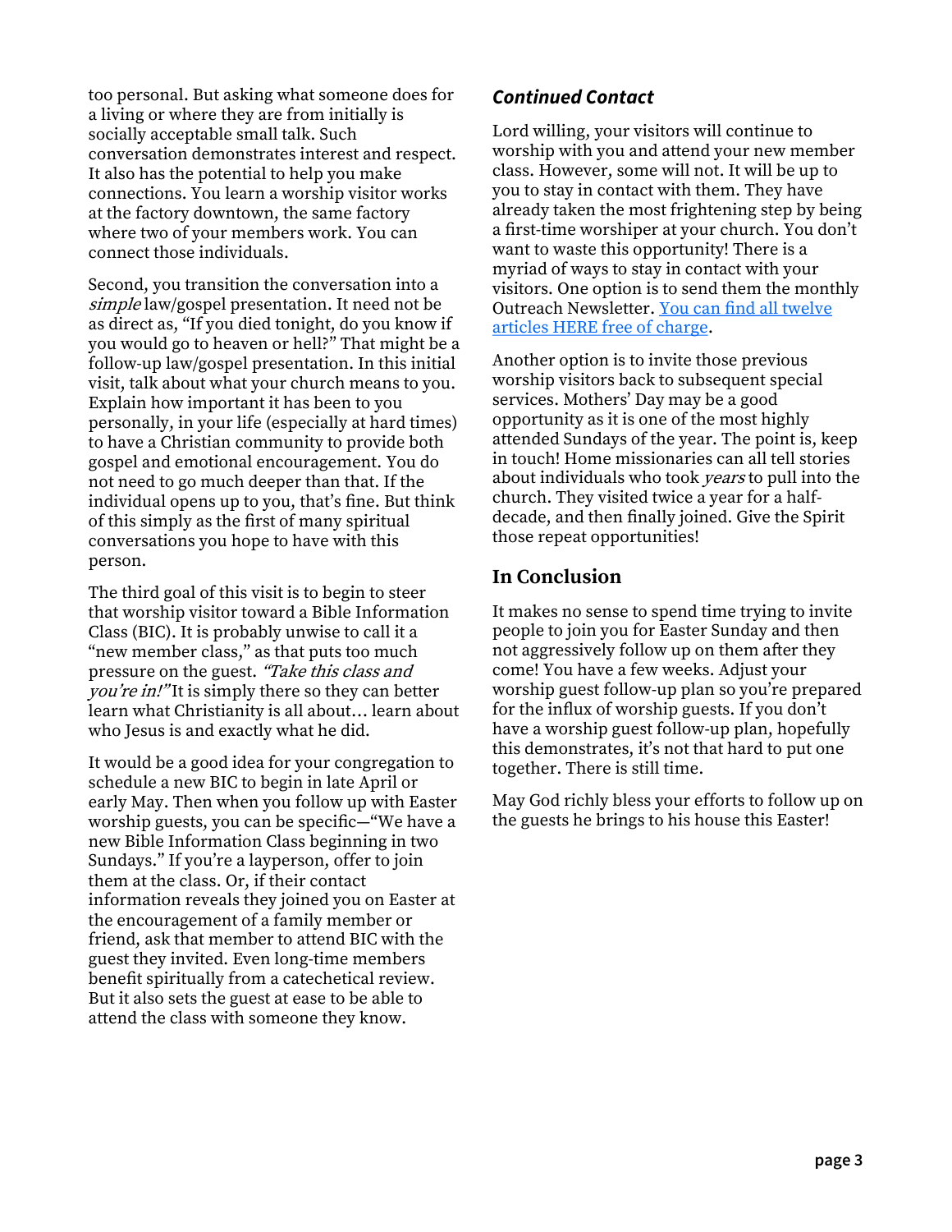too personal. But asking what someone does for a living or where they are from initially is socially acceptable small talk. Such conversation demonstrates interest and respect. It also has the potential to help you make connections. You learn a worship visitor works at the factory downtown, the same factory where two of your members work. You can connect those individuals.

Second, you transition the conversation into a *simple* law/gospel presentation. It need not be as direct as, "If you died tonight, do you know if you would go to heaven or hell?" That might be a follow-up law/gospel presentation. In this initial visit, talk about what your church means to you. Explain how important it has been to you personally, in your life (especially at hard times) to have a Christian community to provide both gospel and emotional encouragement. You do not need to go much deeper than that. If the individual opens up to you, that's fine. But think of this simply as the first of many spiritual conversations you hope to have with this person.

The third goal of this visit is to begin to steer that worship visitor toward a Bible Information Class (BIC). It is probably unwise to call it a "new member class," as that puts too much pressure on the guest. *"Take this class and you're in!"* It is simply there so they can better learn what Christianity is all about… learn about who Jesus is and exactly what he did.

It would be a good idea for your congregation to schedule a new BIC to begin in late April or early May. Then when you follow up with Easter worship guests, you can be specific—"We have a new Bible Information Class beginning in two Sundays." If you're a layperson, offer to join them at the class. Or, if their contact information reveals they joined you on Easter at the encouragement of a family member or friend, ask that member to attend BIC with the guest they invited. Even long-time members benefit spiritually from a catechetical review. But it also sets the guest at ease to be able to attend the class with someone they know.

### *Continued Contact*

Lord willing, your visitors will continue to worship with you and attend your new member class. However, some will not. It will be up to you to stay in contact with them. They have already taken the most frightening step by being a first-time worshiper at your church. You don't want to waste this opportunity! There is a myriad of ways to stay in contact with your visitors. One option is to send them the monthly Outreach Newsletter. You can find all twelve articles HERE free of charge.

Another option is to invite those previous worship visitors back to subsequent special services. Mothers' Day may be a good opportunity as it is one of the most highly attended Sundays of the year. The point is, keep in touch! Home missionaries can all tell stories about individuals who took *years* to pull into the church. They visited twice a year for a half-decade, and then finally joined. Give the Spirit those repeat opportunities!

## In Conclusion

It makes no sense to spend time trying to invite people to join you for Easter Sunday and then not aggressively follow up on them after they come! You have a few weeks. Adjust your worship guest follow-up plan so you're prepared for the influx of worship guests. If you don't have a worship guest follow-up plan, hopefully this demonstrates, it's not that hard to put one together. There is still time.

May God richly bless your efforts to follow up on the guests he brings to his house this Easter!